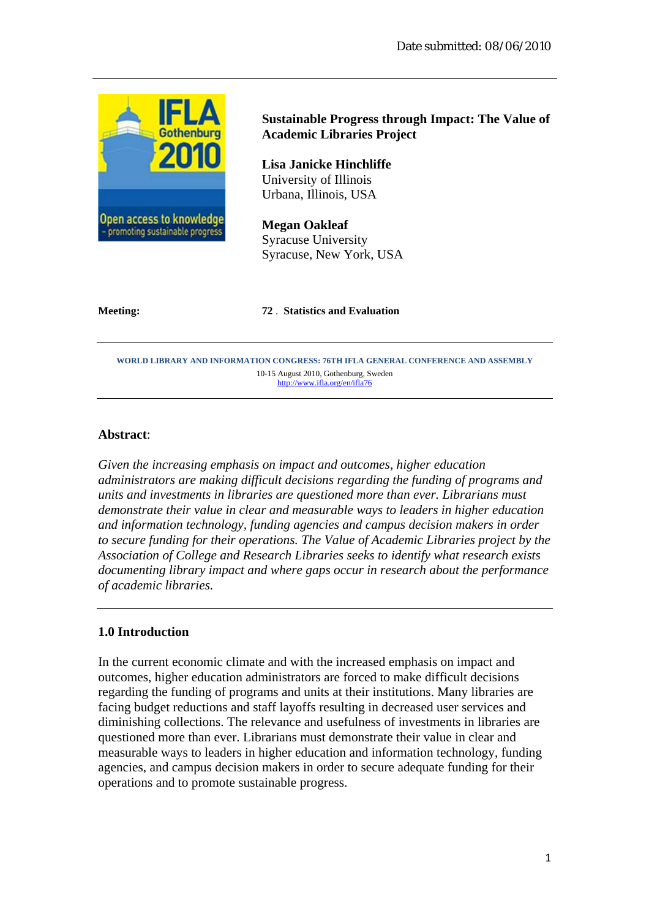Date submitted: 08/06/2010

# Sustainable Progress through Impact: The Value of Academic Libraries Project

**Lisa Janicke Hinchliffe**
University of Illinois
Urbana, Illinois, USA

**Megan Oakleaf**
Syracuse University
Syracuse, New York, USA

**Meeting:** **72 . Statistics and Evaluation**

**WORLD LIBRARY AND INFORMATION CONGRESS: 76TH IFLA GENERAL CONFERENCE AND ASSEMBLY**
10-15 August 2010, Gothenburg, Sweden
http://www.ifla.org/en/ifla76

**Abstract**:

*Given the increasing emphasis on impact and outcomes, higher education administrators are making difficult decisions regarding the funding of programs and units and investments in libraries are questioned more than ever. Librarians must demonstrate their value in clear and measurable ways to leaders in higher education and information technology, funding agencies and campus decision makers in order to secure funding for their operations. The Value of Academic Libraries project by the Association of College and Research Libraries seeks to identify what research exists documenting library impact and where gaps occur in research about the performance of academic libraries.*

## 1.0 Introduction

In the current economic climate and with the increased emphasis on impact and outcomes, higher education administrators are forced to make difficult decisions regarding the funding of programs and units at their institutions. Many libraries are facing budget reductions and staff layoffs resulting in decreased user services and diminishing collections. The relevance and usefulness of investments in libraries are questioned more than ever. Librarians must demonstrate their value in clear and measurable ways to leaders in higher education and information technology, funding agencies, and campus decision makers in order to secure adequate funding for their operations and to promote sustainable progress.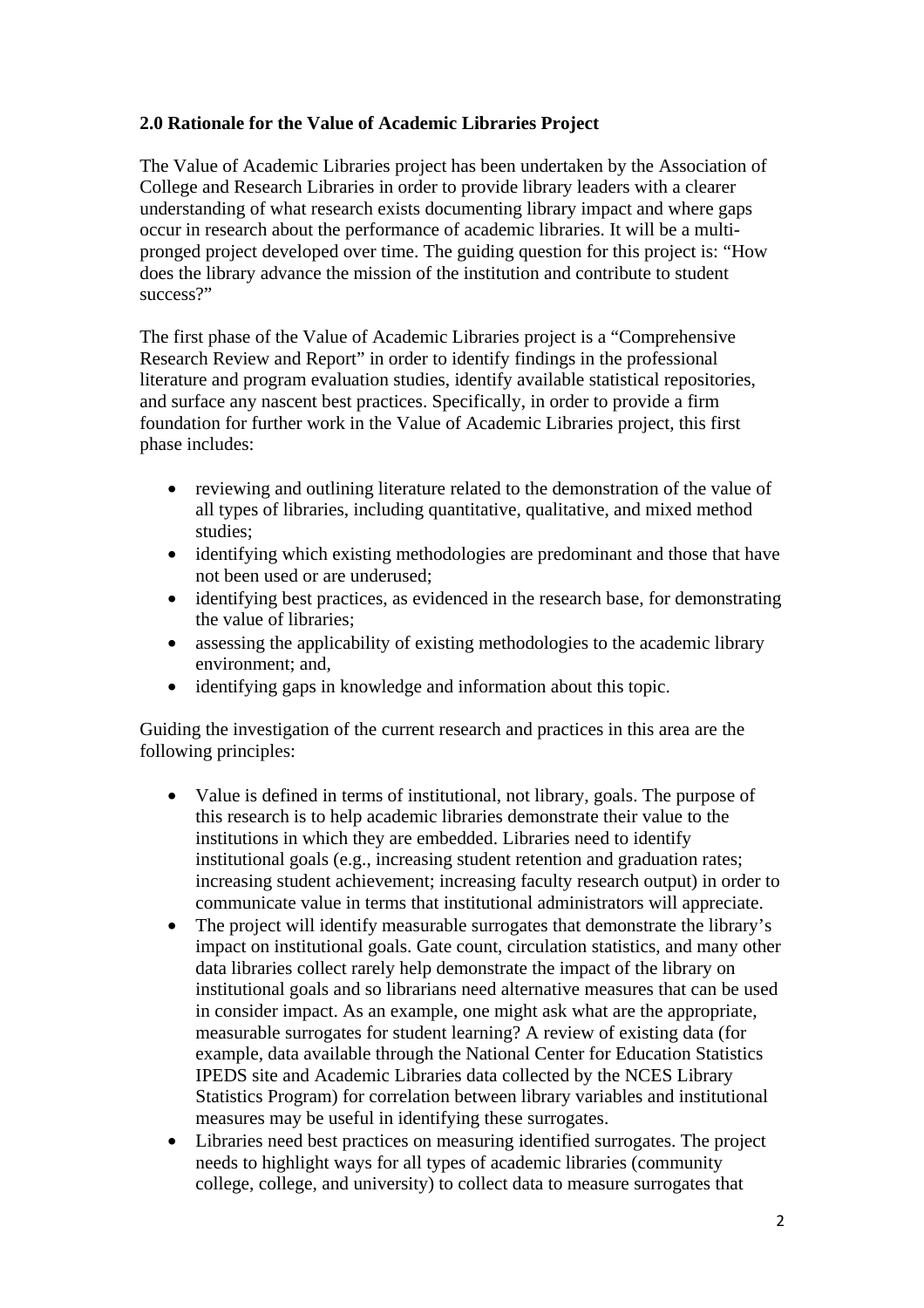**2.0 Rationale for the Value of Academic Libraries Project**

The Value of Academic Libraries project has been undertaken by the Association of College and Research Libraries in order to provide library leaders with a clearer understanding of what research exists documenting library impact and where gaps occur in research about the performance of academic libraries. It will be a multi-pronged project developed over time. The guiding question for this project is: "How does the library advance the mission of the institution and contribute to student success?"

The first phase of the Value of Academic Libraries project is a "Comprehensive Research Review and Report" in order to identify findings in the professional literature and program evaluation studies, identify available statistical repositories, and surface any nascent best practices. Specifically, in order to provide a firm foundation for further work in the Value of Academic Libraries project, this first phase includes:

- reviewing and outlining literature related to the demonstration of the value of all types of libraries, including quantitative, qualitative, and mixed method studies;
- identifying which existing methodologies are predominant and those that have not been used or are underused;
- identifying best practices, as evidenced in the research base, for demonstrating the value of libraries;
- assessing the applicability of existing methodologies to the academic library environment; and,
- identifying gaps in knowledge and information about this topic.

Guiding the investigation of the current research and practices in this area are the following principles:

- Value is defined in terms of institutional, not library, goals. The purpose of this research is to help academic libraries demonstrate their value to the institutions in which they are embedded. Libraries need to identify institutional goals (e.g., increasing student retention and graduation rates; increasing student achievement; increasing faculty research output) in order to communicate value in terms that institutional administrators will appreciate.
- The project will identify measurable surrogates that demonstrate the library's impact on institutional goals. Gate count, circulation statistics, and many other data libraries collect rarely help demonstrate the impact of the library on institutional goals and so librarians need alternative measures that can be used in consider impact. As an example, one might ask what are the appropriate, measurable surrogates for student learning? A review of existing data (for example, data available through the National Center for Education Statistics IPEDS site and Academic Libraries data collected by the NCES Library Statistics Program) for correlation between library variables and institutional measures may be useful in identifying these surrogates.
- Libraries need best practices on measuring identified surrogates. The project needs to highlight ways for all types of academic libraries (community college, college, and university) to collect data to measure surrogates that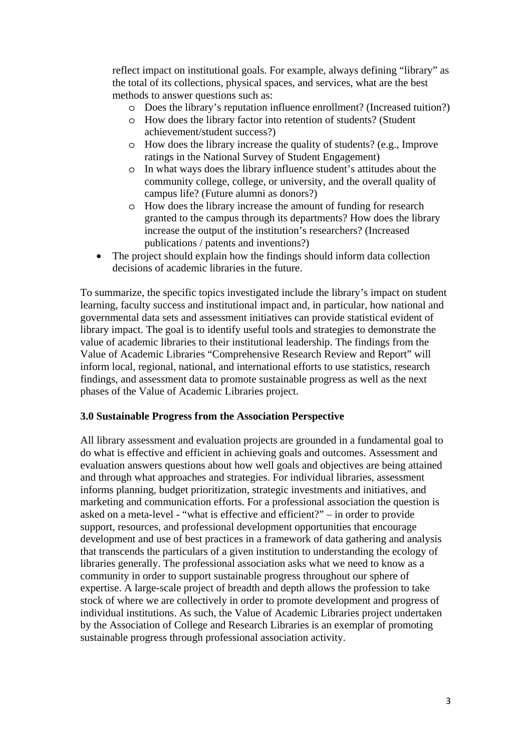reflect impact on institutional goals. For example, always defining "library" as the total of its collections, physical spaces, and services, what are the best methods to answer questions such as:

  - Does the library's reputation influence enrollment? (Increased tuition?)
  - How does the library factor into retention of students? (Student achievement/student success?)
  - How does the library increase the quality of students? (e.g., Improve ratings in the National Survey of Student Engagement)
  - In what ways does the library influence student's attitudes about the community college, college, or university, and the overall quality of campus life? (Future alumni as donors?)
  - How does the library increase the amount of funding for research granted to the campus through its departments? How does the library increase the output of the institution's researchers? (Increased publications / patents and inventions?)

- The project should explain how the findings should inform data collection decisions of academic libraries in the future.

To summarize, the specific topics investigated include the library's impact on student learning, faculty success and institutional impact and, in particular, how national and governmental data sets and assessment initiatives can provide statistical evident of library impact. The goal is to identify useful tools and strategies to demonstrate the value of academic libraries to their institutional leadership. The findings from the Value of Academic Libraries "Comprehensive Research Review and Report" will inform local, regional, national, and international efforts to use statistics, research findings, and assessment data to promote sustainable progress as well as the next phases of the Value of Academic Libraries project.

### 3.0 Sustainable Progress from the Association Perspective

All library assessment and evaluation projects are grounded in a fundamental goal to do what is effective and efficient in achieving goals and outcomes. Assessment and evaluation answers questions about how well goals and objectives are being attained and through what approaches and strategies. For individual libraries, assessment informs planning, budget prioritization, strategic investments and initiatives, and marketing and communication efforts. For a professional association the question is asked on a meta-level - "what is effective and efficient?" – in order to provide support, resources, and professional development opportunities that encourage development and use of best practices in a framework of data gathering and analysis that transcends the particulars of a given institution to understanding the ecology of libraries generally. The professional association asks what we need to know as a community in order to support sustainable progress throughout our sphere of expertise. A large-scale project of breadth and depth allows the profession to take stock of where we are collectively in order to promote development and progress of individual institutions. As such, the Value of Academic Libraries project undertaken by the Association of College and Research Libraries is an exemplar of promoting sustainable progress through professional association activity.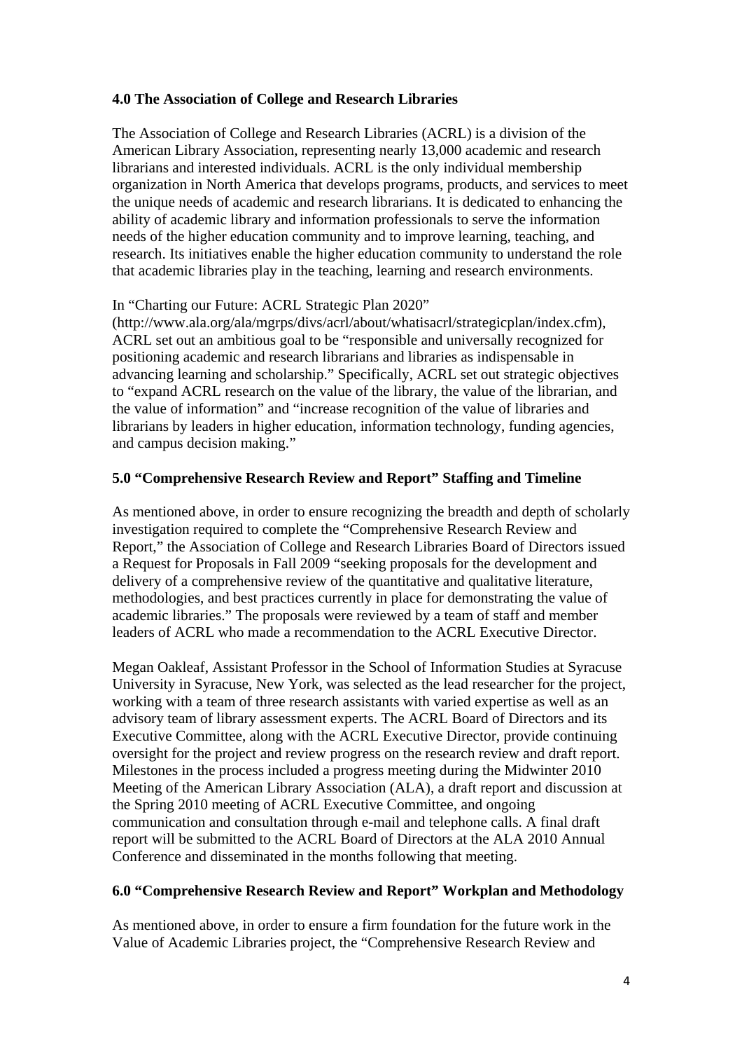**4.0 The Association of College and Research Libraries**

The Association of College and Research Libraries (ACRL) is a division of the American Library Association, representing nearly 13,000 academic and research librarians and interested individuals. ACRL is the only individual membership organization in North America that develops programs, products, and services to meet the unique needs of academic and research librarians. It is dedicated to enhancing the ability of academic library and information professionals to serve the information needs of the higher education community and to improve learning, teaching, and research. Its initiatives enable the higher education community to understand the role that academic libraries play in the teaching, learning and research environments.

In "Charting our Future: ACRL Strategic Plan 2020" (http://www.ala.org/ala/mgrps/divs/acrl/about/whatisacrl/strategicplan/index.cfm), ACRL set out an ambitious goal to be "responsible and universally recognized for positioning academic and research librarians and libraries as indispensable in advancing learning and scholarship." Specifically, ACRL set out strategic objectives to "expand ACRL research on the value of the library, the value of the librarian, and the value of information" and "increase recognition of the value of libraries and librarians by leaders in higher education, information technology, funding agencies, and campus decision making."

**5.0 "Comprehensive Research Review and Report" Staffing and Timeline**

As mentioned above, in order to ensure recognizing the breadth and depth of scholarly investigation required to complete the "Comprehensive Research Review and Report," the Association of College and Research Libraries Board of Directors issued a Request for Proposals in Fall 2009 "seeking proposals for the development and delivery of a comprehensive review of the quantitative and qualitative literature, methodologies, and best practices currently in place for demonstrating the value of academic libraries." The proposals were reviewed by a team of staff and member leaders of ACRL who made a recommendation to the ACRL Executive Director.

Megan Oakleaf, Assistant Professor in the School of Information Studies at Syracuse University in Syracuse, New York, was selected as the lead researcher for the project, working with a team of three research assistants with varied expertise as well as an advisory team of library assessment experts. The ACRL Board of Directors and its Executive Committee, along with the ACRL Executive Director, provide continuing oversight for the project and review progress on the research review and draft report. Milestones in the process included a progress meeting during the Midwinter 2010 Meeting of the American Library Association (ALA), a draft report and discussion at the Spring 2010 meeting of ACRL Executive Committee, and ongoing communication and consultation through e-mail and telephone calls. A final draft report will be submitted to the ACRL Board of Directors at the ALA 2010 Annual Conference and disseminated in the months following that meeting.

**6.0 "Comprehensive Research Review and Report" Workplan and Methodology**

As mentioned above, in order to ensure a firm foundation for the future work in the Value of Academic Libraries project, the "Comprehensive Research Review and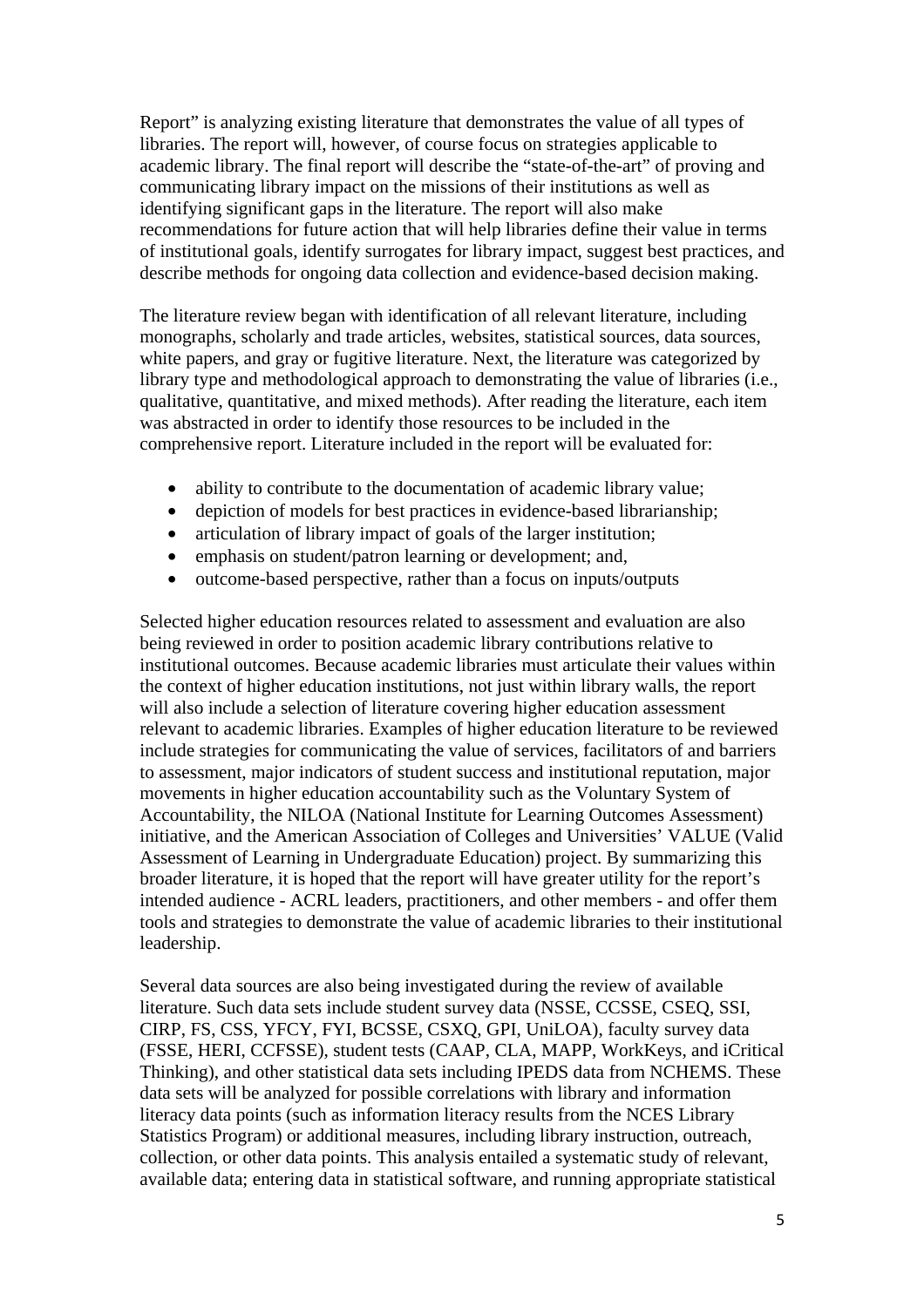Report" is analyzing existing literature that demonstrates the value of all types of libraries. The report will, however, of course focus on strategies applicable to academic library. The final report will describe the "state-of-the-art" of proving and communicating library impact on the missions of their institutions as well as identifying significant gaps in the literature. The report will also make recommendations for future action that will help libraries define their value in terms of institutional goals, identify surrogates for library impact, suggest best practices, and describe methods for ongoing data collection and evidence-based decision making.

The literature review began with identification of all relevant literature, including monographs, scholarly and trade articles, websites, statistical sources, data sources, white papers, and gray or fugitive literature. Next, the literature was categorized by library type and methodological approach to demonstrating the value of libraries (i.e., qualitative, quantitative, and mixed methods). After reading the literature, each item was abstracted in order to identify those resources to be included in the comprehensive report. Literature included in the report will be evaluated for:

- ability to contribute to the documentation of academic library value;
- depiction of models for best practices in evidence-based librarianship;
- articulation of library impact of goals of the larger institution;
- emphasis on student/patron learning or development; and,
- outcome-based perspective, rather than a focus on inputs/outputs

Selected higher education resources related to assessment and evaluation are also being reviewed in order to position academic library contributions relative to institutional outcomes. Because academic libraries must articulate their values within the context of higher education institutions, not just within library walls, the report will also include a selection of literature covering higher education assessment relevant to academic libraries. Examples of higher education literature to be reviewed include strategies for communicating the value of services, facilitators of and barriers to assessment, major indicators of student success and institutional reputation, major movements in higher education accountability such as the Voluntary System of Accountability, the NILOA (National Institute for Learning Outcomes Assessment) initiative, and the American Association of Colleges and Universities' VALUE (Valid Assessment of Learning in Undergraduate Education) project. By summarizing this broader literature, it is hoped that the report will have greater utility for the report's intended audience - ACRL leaders, practitioners, and other members - and offer them tools and strategies to demonstrate the value of academic libraries to their institutional leadership.

Several data sources are also being investigated during the review of available literature. Such data sets include student survey data (NSSE, CCSSE, CSEQ, SSI, CIRP, FS, CSS, YFCY, FYI, BCSSE, CSXQ, GPI, UniLOA), faculty survey data (FSSE, HERI, CCFSSE), student tests (CAAP, CLA, MAPP, WorkKeys, and iCritical Thinking), and other statistical data sets including IPEDS data from NCHEMS. These data sets will be analyzed for possible correlations with library and information literacy data points (such as information literacy results from the NCES Library Statistics Program) or additional measures, including library instruction, outreach, collection, or other data points. This analysis entailed a systematic study of relevant, available data; entering data in statistical software, and running appropriate statistical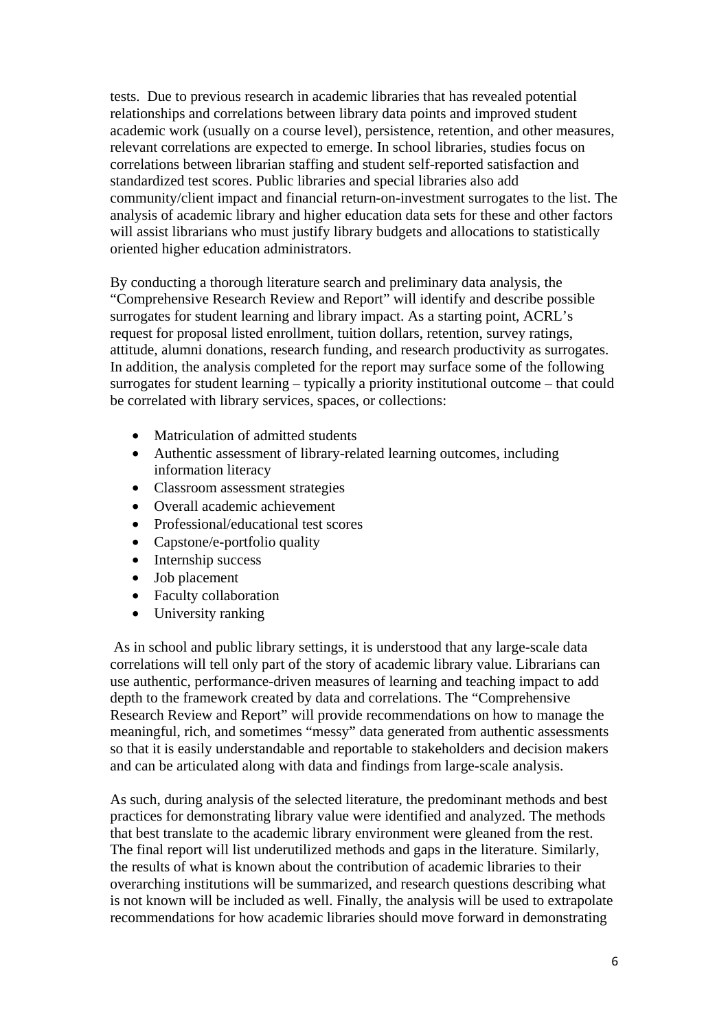tests. Due to previous research in academic libraries that has revealed potential relationships and correlations between library data points and improved student academic work (usually on a course level), persistence, retention, and other measures, relevant correlations are expected to emerge. In school libraries, studies focus on correlations between librarian staffing and student self-reported satisfaction and standardized test scores. Public libraries and special libraries also add community/client impact and financial return-on-investment surrogates to the list. The analysis of academic library and higher education data sets for these and other factors will assist librarians who must justify library budgets and allocations to statistically oriented higher education administrators.

By conducting a thorough literature search and preliminary data analysis, the "Comprehensive Research Review and Report" will identify and describe possible surrogates for student learning and library impact. As a starting point, ACRL's request for proposal listed enrollment, tuition dollars, retention, survey ratings, attitude, alumni donations, research funding, and research productivity as surrogates. In addition, the analysis completed for the report may surface some of the following surrogates for student learning – typically a priority institutional outcome – that could be correlated with library services, spaces, or collections:

- Matriculation of admitted students
- Authentic assessment of library-related learning outcomes, including information literacy
- Classroom assessment strategies
- Overall academic achievement
- Professional/educational test scores
- Capstone/e-portfolio quality
- Internship success
- Job placement
- Faculty collaboration
- University ranking

As in school and public library settings, it is understood that any large-scale data correlations will tell only part of the story of academic library value. Librarians can use authentic, performance-driven measures of learning and teaching impact to add depth to the framework created by data and correlations. The "Comprehensive Research Review and Report" will provide recommendations on how to manage the meaningful, rich, and sometimes "messy" data generated from authentic assessments so that it is easily understandable and reportable to stakeholders and decision makers and can be articulated along with data and findings from large-scale analysis.

As such, during analysis of the selected literature, the predominant methods and best practices for demonstrating library value were identified and analyzed. The methods that best translate to the academic library environment were gleaned from the rest. The final report will list underutilized methods and gaps in the literature. Similarly, the results of what is known about the contribution of academic libraries to their overarching institutions will be summarized, and research questions describing what is not known will be included as well. Finally, the analysis will be used to extrapolate recommendations for how academic libraries should move forward in demonstrating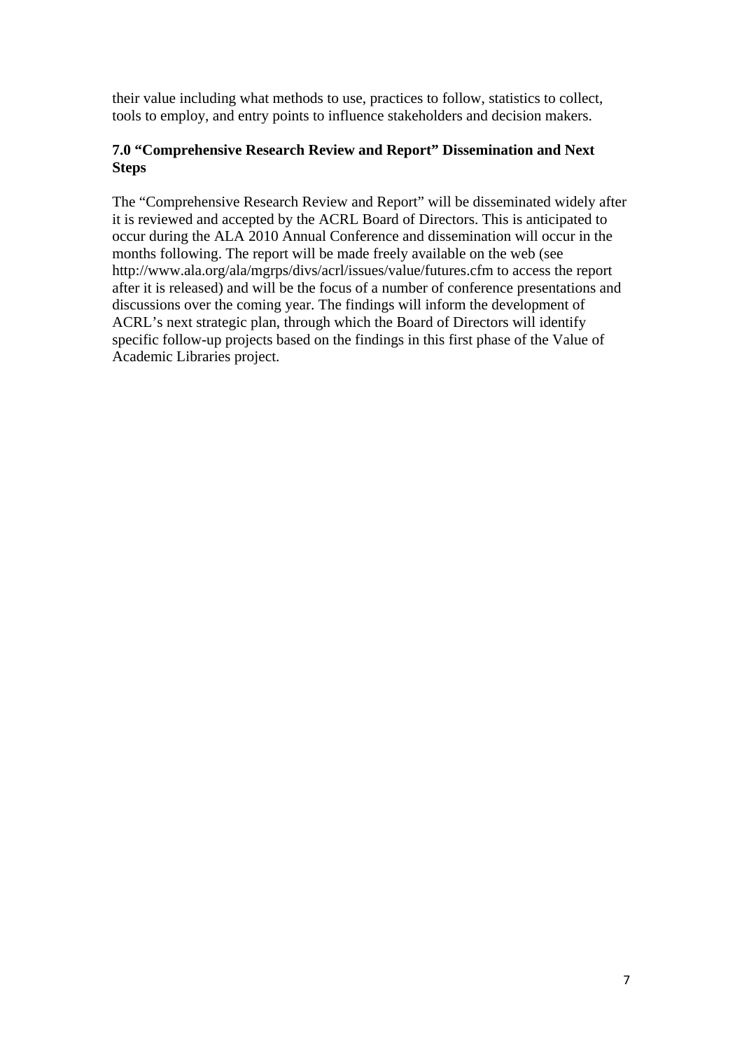their value including what methods to use, practices to follow, statistics to collect, tools to employ, and entry points to influence stakeholders and decision makers.

### 7.0 "Comprehensive Research Review and Report" Dissemination and Next Steps

The "Comprehensive Research Review and Report" will be disseminated widely after it is reviewed and accepted by the ACRL Board of Directors. This is anticipated to occur during the ALA 2010 Annual Conference and dissemination will occur in the months following. The report will be made freely available on the web (see http://www.ala.org/ala/mgrps/divs/acrl/issues/value/futures.cfm to access the report after it is released) and will be the focus of a number of conference presentations and discussions over the coming year. The findings will inform the development of ACRL's next strategic plan, through which the Board of Directors will identify specific follow-up projects based on the findings in this first phase of the Value of Academic Libraries project.